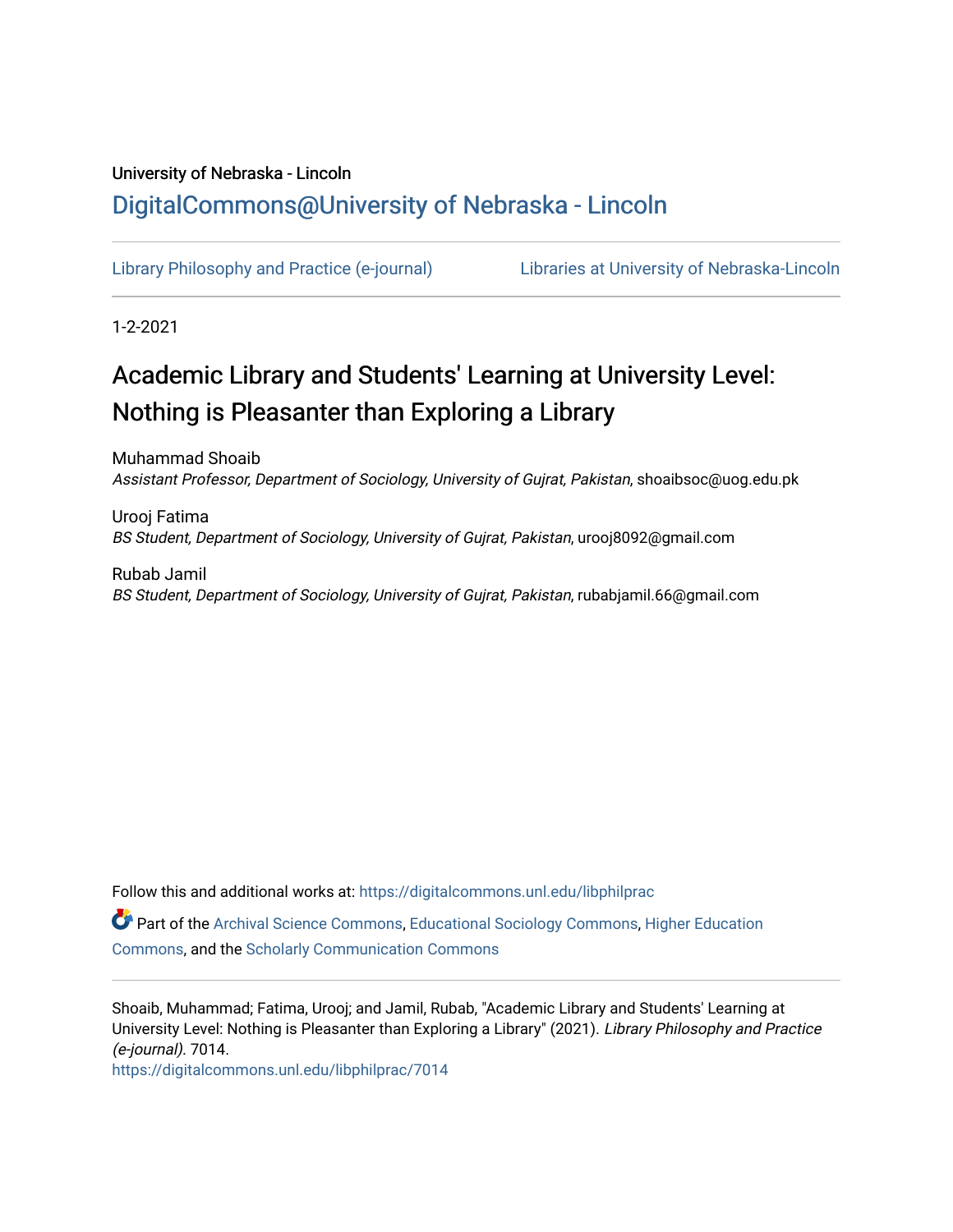University of Nebraska - Lincoln

DigitalCommons@University of Nebraska - Lincoln

Library Philosophy and Practice (e-journal) Libraries at University of Nebraska-Lincoln

1-2-2021

# Academic Library and Students' Learning at University Level: Nothing is Pleasanter than Exploring a Library

Muhammad Shoaib
*Assistant Professor, Department of Sociology, University of Gujrat, Pakistan*, shoaibsoc@uog.edu.pk

Urooj Fatima
*BS Student, Department of Sociology, University of Gujrat, Pakistan*, urooj8092@gmail.com

Rubab Jamil
*BS Student, Department of Sociology, University of Gujrat, Pakistan*, rubabjamil.66@gmail.com

Follow this and additional works at: https://digitalcommons.unl.edu/libphilprac

Part of the Archival Science Commons, Educational Sociology Commons, Higher Education Commons, and the Scholarly Communication Commons

Shoaib, Muhammad; Fatima, Urooj; and Jamil, Rubab, "Academic Library and Students' Learning at University Level: Nothing is Pleasanter than Exploring a Library" (2021). *Library Philosophy and Practice (e-journal)*. 7014.
https://digitalcommons.unl.edu/libphilprac/7014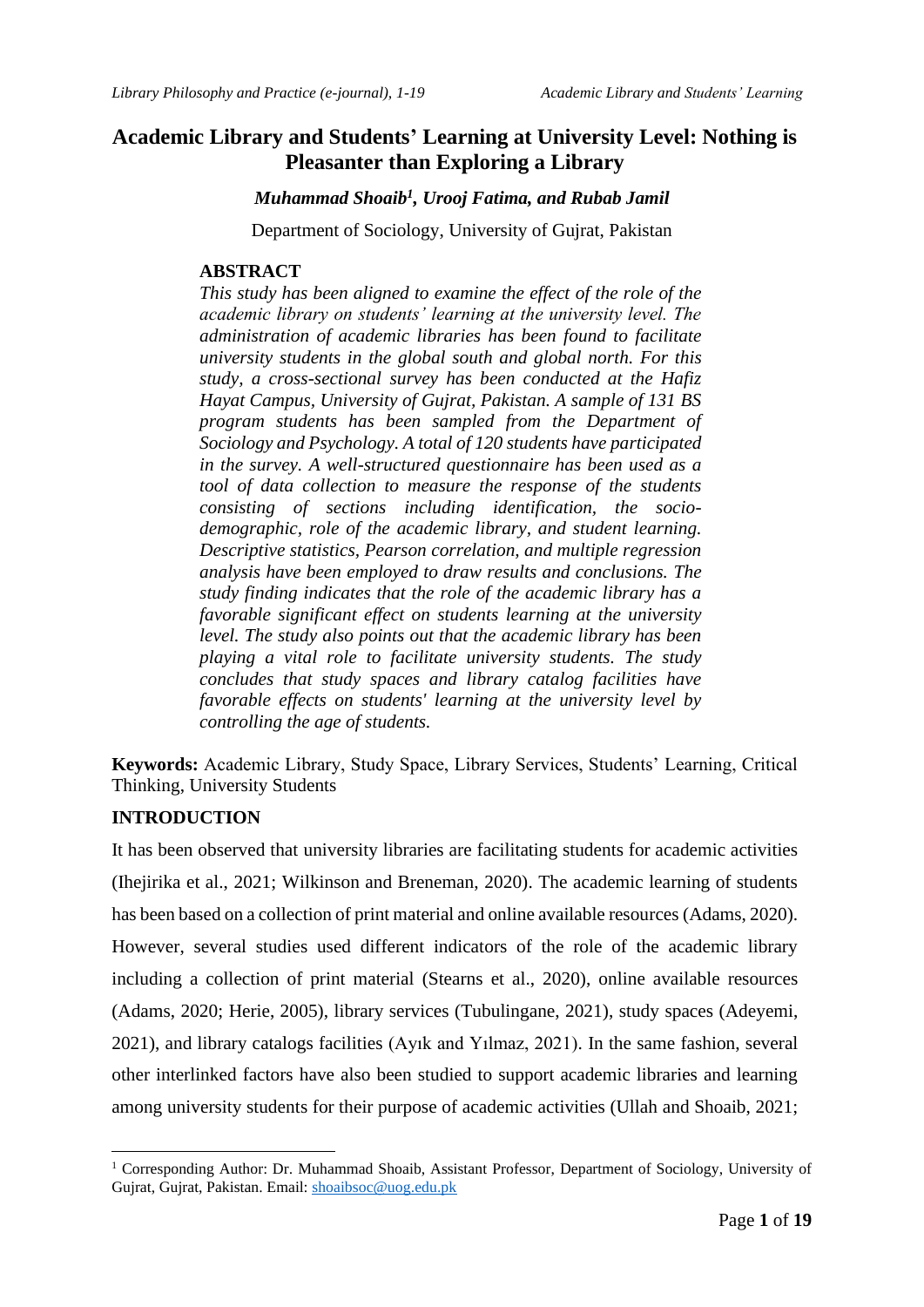# Academic Library and Students' Learning at University Level: Nothing is Pleasanter than Exploring a Library

***Muhammad Shoaib[1], Urooj Fatima, and Rubab Jamil***

Department of Sociology, University of Gujrat, Pakistan

## ABSTRACT

*This study has been aligned to examine the effect of the role of the academic library on students' learning at the university level. The administration of academic libraries has been found to facilitate university students in the global south and global north. For this study, a cross-sectional survey has been conducted at the Hafiz Hayat Campus, University of Gujrat, Pakistan. A sample of 131 BS program students has been sampled from the Department of Sociology and Psychology. A total of 120 students have participated in the survey. A well-structured questionnaire has been used as a tool of data collection to measure the response of the students consisting of sections including identification, the socio-demographic, role of the academic library, and student learning. Descriptive statistics, Pearson correlation, and multiple regression analysis have been employed to draw results and conclusions. The study finding indicates that the role of the academic library has a favorable significant effect on students learning at the university level. The study also points out that the academic library has been playing a vital role to facilitate university students. The study concludes that study spaces and library catalog facilities have favorable effects on students' learning at the university level by controlling the age of students.*

**Keywords:** Academic Library, Study Space, Library Services, Students' Learning, Critical Thinking, University Students

## INTRODUCTION

It has been observed that university libraries are facilitating students for academic activities (Ihejirika et al., 2021; Wilkinson and Breneman, 2020). The academic learning of students has been based on a collection of print material and online available resources (Adams, 2020). However, several studies used different indicators of the role of the academic library including a collection of print material (Stearns et al., 2020), online available resources (Adams, 2020; Herie, 2005), library services (Tubulingane, 2021), study spaces (Adeyemi, 2021), and library catalogs facilities (Ayık and Yılmaz, 2021). In the same fashion, several other interlinked factors have also been studied to support academic libraries and learning among university students for their purpose of academic activities (Ullah and Shoaib, 2021;

---

[1] Corresponding Author: Dr. Muhammad Shoaib, Assistant Professor, Department of Sociology, University of Gujrat, Gujrat, Pakistan. Email: shoaibsoc@uog.edu.pk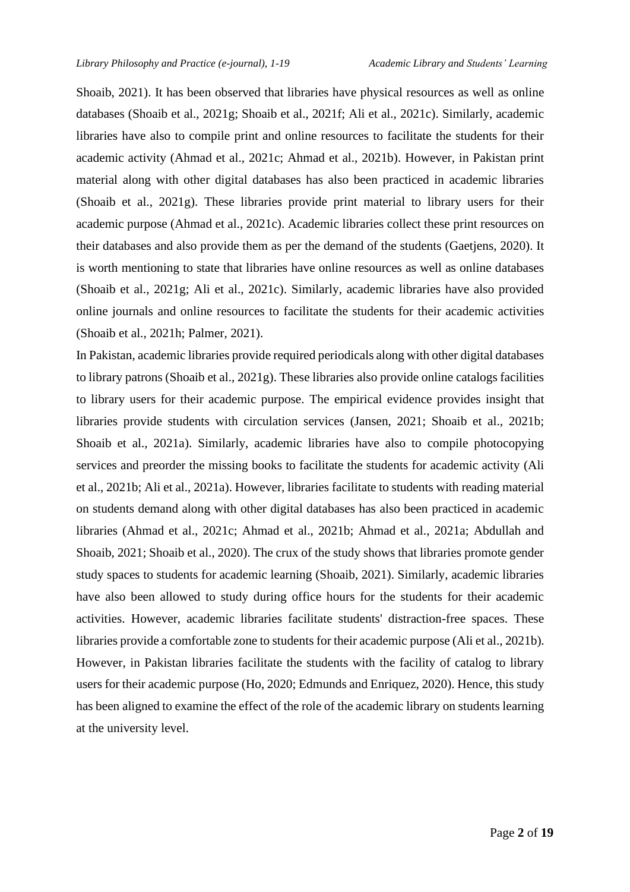Shoaib, 2021). It has been observed that libraries have physical resources as well as online databases (Shoaib et al., 2021g; Shoaib et al., 2021f; Ali et al., 2021c). Similarly, academic libraries have also to compile print and online resources to facilitate the students for their academic activity (Ahmad et al., 2021c; Ahmad et al., 2021b). However, in Pakistan print material along with other digital databases has also been practiced in academic libraries (Shoaib et al., 2021g). These libraries provide print material to library users for their academic purpose (Ahmad et al., 2021c). Academic libraries collect these print resources on their databases and also provide them as per the demand of the students (Gaetjens, 2020). It is worth mentioning to state that libraries have online resources as well as online databases (Shoaib et al., 2021g; Ali et al., 2021c). Similarly, academic libraries have also provided online journals and online resources to facilitate the students for their academic activities (Shoaib et al., 2021h; Palmer, 2021).

In Pakistan, academic libraries provide required periodicals along with other digital databases to library patrons (Shoaib et al., 2021g). These libraries also provide online catalogs facilities to library users for their academic purpose. The empirical evidence provides insight that libraries provide students with circulation services (Jansen, 2021; Shoaib et al., 2021b; Shoaib et al., 2021a). Similarly, academic libraries have also to compile photocopying services and preorder the missing books to facilitate the students for academic activity (Ali et al., 2021b; Ali et al., 2021a). However, libraries facilitate to students with reading material on students demand along with other digital databases has also been practiced in academic libraries (Ahmad et al., 2021c; Ahmad et al., 2021b; Ahmad et al., 2021a; Abdullah and Shoaib, 2021; Shoaib et al., 2020). The crux of the study shows that libraries promote gender study spaces to students for academic learning (Shoaib, 2021). Similarly, academic libraries have also been allowed to study during office hours for the students for their academic activities. However, academic libraries facilitate students' distraction-free spaces. These libraries provide a comfortable zone to students for their academic purpose (Ali et al., 2021b). However, in Pakistan libraries facilitate the students with the facility of catalog to library users for their academic purpose (Ho, 2020; Edmunds and Enriquez, 2020). Hence, this study has been aligned to examine the effect of the role of the academic library on students learning at the university level.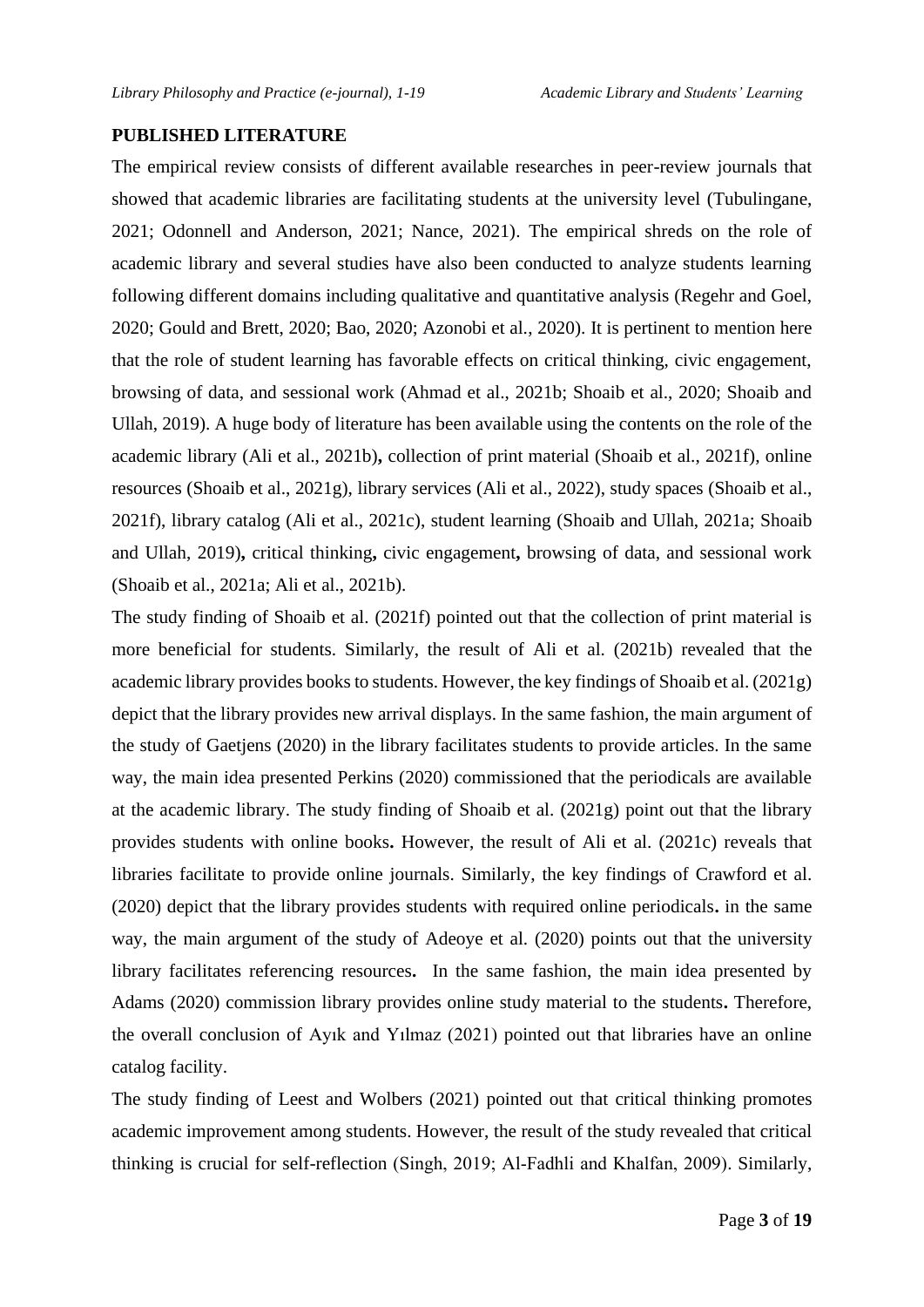## PUBLISHED LITERATURE

The empirical review consists of different available researches in peer-review journals that showed that academic libraries are facilitating students at the university level (Tubulingane, 2021; Odonnell and Anderson, 2021; Nance, 2021). The empirical shreds on the role of academic library and several studies have also been conducted to analyze students learning following different domains including qualitative and quantitative analysis (Regehr and Goel, 2020; Gould and Brett, 2020; Bao, 2020; Azonobi et al., 2020). It is pertinent to mention here that the role of student learning has favorable effects on critical thinking, civic engagement, browsing of data, and sessional work (Ahmad et al., 2021b; Shoaib et al., 2020; Shoaib and Ullah, 2019). A huge body of literature has been available using the contents on the role of the academic library (Ali et al., 2021b)**,** collection of print material (Shoaib et al., 2021f), online resources (Shoaib et al., 2021g), library services (Ali et al., 2022), study spaces (Shoaib et al., 2021f), library catalog (Ali et al., 2021c), student learning (Shoaib and Ullah, 2021a; Shoaib and Ullah, 2019)**,** critical thinking**,** civic engagement**,** browsing of data, and sessional work (Shoaib et al., 2021a; Ali et al., 2021b).

The study finding of Shoaib et al. (2021f) pointed out that the collection of print material is more beneficial for students. Similarly, the result of Ali et al. (2021b) revealed that the academic library provides books to students. However, the key findings of Shoaib et al. (2021g) depict that the library provides new arrival displays. In the same fashion, the main argument of the study of Gaetjens (2020) in the library facilitates students to provide articles. In the same way, the main idea presented Perkins (2020) commissioned that the periodicals are available at the academic library. The study finding of Shoaib et al. (2021g) point out that the library provides students with online books**.** However, the result of Ali et al. (2021c) reveals that libraries facilitate to provide online journals. Similarly, the key findings of Crawford et al. (2020) depict that the library provides students with required online periodicals**.** in the same way, the main argument of the study of Adeoye et al. (2020) points out that the university library facilitates referencing resources**.** In the same fashion, the main idea presented by Adams (2020) commission library provides online study material to the students**.** Therefore, the overall conclusion of Ayık and Yılmaz (2021) pointed out that libraries have an online catalog facility.

The study finding of Leest and Wolbers (2021) pointed out that critical thinking promotes academic improvement among students. However, the result of the study revealed that critical thinking is crucial for self-reflection (Singh, 2019; Al-Fadhli and Khalfan, 2009). Similarly,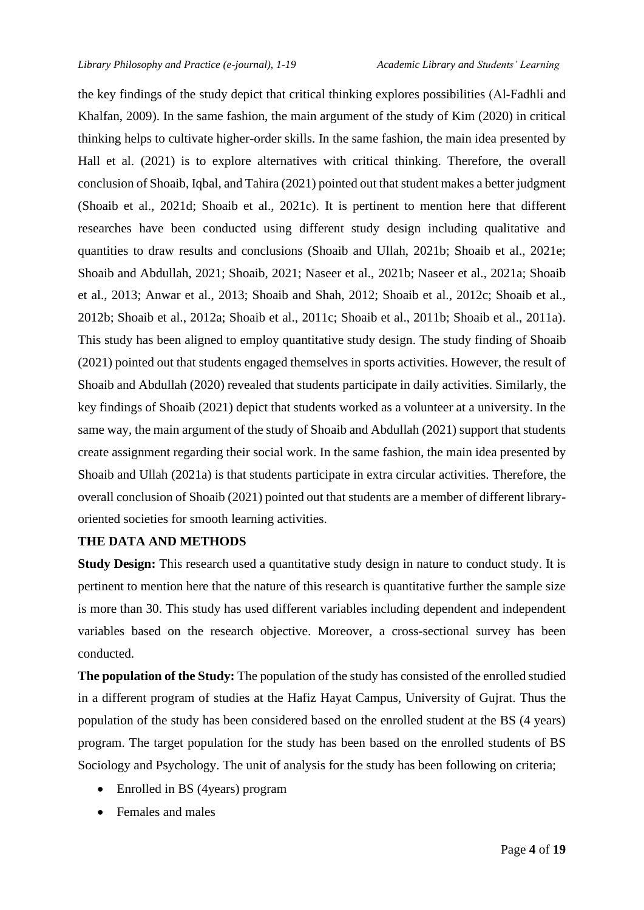the key findings of the study depict that critical thinking explores possibilities (Al-Fadhli and Khalfan, 2009). In the same fashion, the main argument of the study of Kim (2020) in critical thinking helps to cultivate higher-order skills. In the same fashion, the main idea presented by Hall et al. (2021) is to explore alternatives with critical thinking. Therefore, the overall conclusion of Shoaib, Iqbal, and Tahira (2021) pointed out that student makes a better judgment (Shoaib et al., 2021d; Shoaib et al., 2021c). It is pertinent to mention here that different researches have been conducted using different study design including qualitative and quantities to draw results and conclusions (Shoaib and Ullah, 2021b; Shoaib et al., 2021e; Shoaib and Abdullah, 2021; Shoaib, 2021; Naseer et al., 2021b; Naseer et al., 2021a; Shoaib et al., 2013; Anwar et al., 2013; Shoaib and Shah, 2012; Shoaib et al., 2012c; Shoaib et al., 2012b; Shoaib et al., 2012a; Shoaib et al., 2011c; Shoaib et al., 2011b; Shoaib et al., 2011a). This study has been aligned to employ quantitative study design. The study finding of Shoaib (2021) pointed out that students engaged themselves in sports activities. However, the result of Shoaib and Abdullah (2020) revealed that students participate in daily activities. Similarly, the key findings of Shoaib (2021) depict that students worked as a volunteer at a university. In the same way, the main argument of the study of Shoaib and Abdullah (2021) support that students create assignment regarding their social work. In the same fashion, the main idea presented by Shoaib and Ullah (2021a) is that students participate in extra circular activities. Therefore, the overall conclusion of Shoaib (2021) pointed out that students are a member of different library-oriented societies for smooth learning activities.

## THE DATA AND METHODS

**Study Design:** This research used a quantitative study design in nature to conduct study. It is pertinent to mention here that the nature of this research is quantitative further the sample size is more than 30. This study has used different variables including dependent and independent variables based on the research objective. Moreover, a cross-sectional survey has been conducted.

**The population of the Study:** The population of the study has consisted of the enrolled studied in a different program of studies at the Hafiz Hayat Campus, University of Gujrat. Thus the population of the study has been considered based on the enrolled student at the BS (4 years) program. The target population for the study has been based on the enrolled students of BS Sociology and Psychology. The unit of analysis for the study has been following on criteria;

- Enrolled in BS (4years) program
- Females and males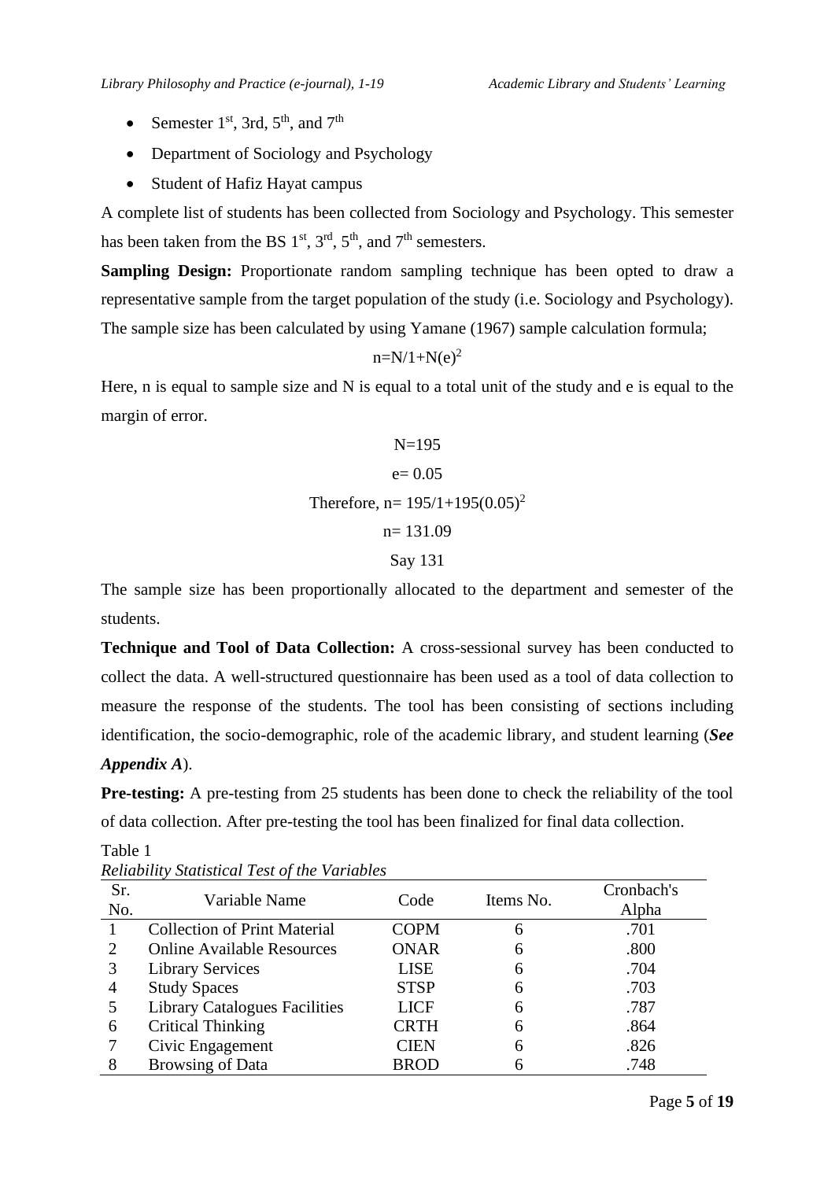- Semester $1^{st}$, 3rd, $5^{th}$, and $7^{th}$
- Department of Sociology and Psychology
- Student of Hafiz Hayat campus

A complete list of students has been collected from Sociology and Psychology. This semester has been taken from the BS $1^{st}$, $3^{rd}$, $5^{th}$, and $7^{th}$ semesters.

**Sampling Design:** Proportionate random sampling technique has been opted to draw a representative sample from the target population of the study (i.e. Sociology and Psychology). The sample size has been calculated by using Yamane (1967) sample calculation formula;

$$n=N/1+N(e)^2$$

Here, n is equal to sample size and N is equal to a total unit of the study and e is equal to the margin of error.

$$N=195$$

$$e= 0.05$$

$$\text{Therefore, } n= 195/1+195(0.05)^2$$

$$n= 131.09$$

Say 131

The sample size has been proportionally allocated to the department and semester of the students.

**Technique and Tool of Data Collection:** A cross-sessional survey has been conducted to collect the data. A well-structured questionnaire has been used as a tool of data collection to measure the response of the students. The tool has been consisting of sections including identification, the socio-demographic, role of the academic library, and student learning (***See Appendix A***).

**Pre-testing:** A pre-testing from 25 students has been done to check the reliability of the tool of data collection. After pre-testing the tool has been finalized for final data collection.

Table 1

*Reliability Statistical Test of the Variables*

| Sr. No. | Variable Name | Code | Items No. | Cronbach's Alpha |
|---|---|---|---|---|
| 1 | Collection of Print Material | COPM | 6 | .701 |
| 2 | Online Available Resources | ONAR | 6 | .800 |
| 3 | Library Services | LISE | 6 | .704 |
| 4 | Study Spaces | STSP | 6 | .703 |
| 5 | Library Catalogues Facilities | LICF | 6 | .787 |
| 6 | Critical Thinking | CRTH | 6 | .864 |
| 7 | Civic Engagement | CIEN | 6 | .826 |
| 8 | Browsing of Data | BROD | 6 | .748 |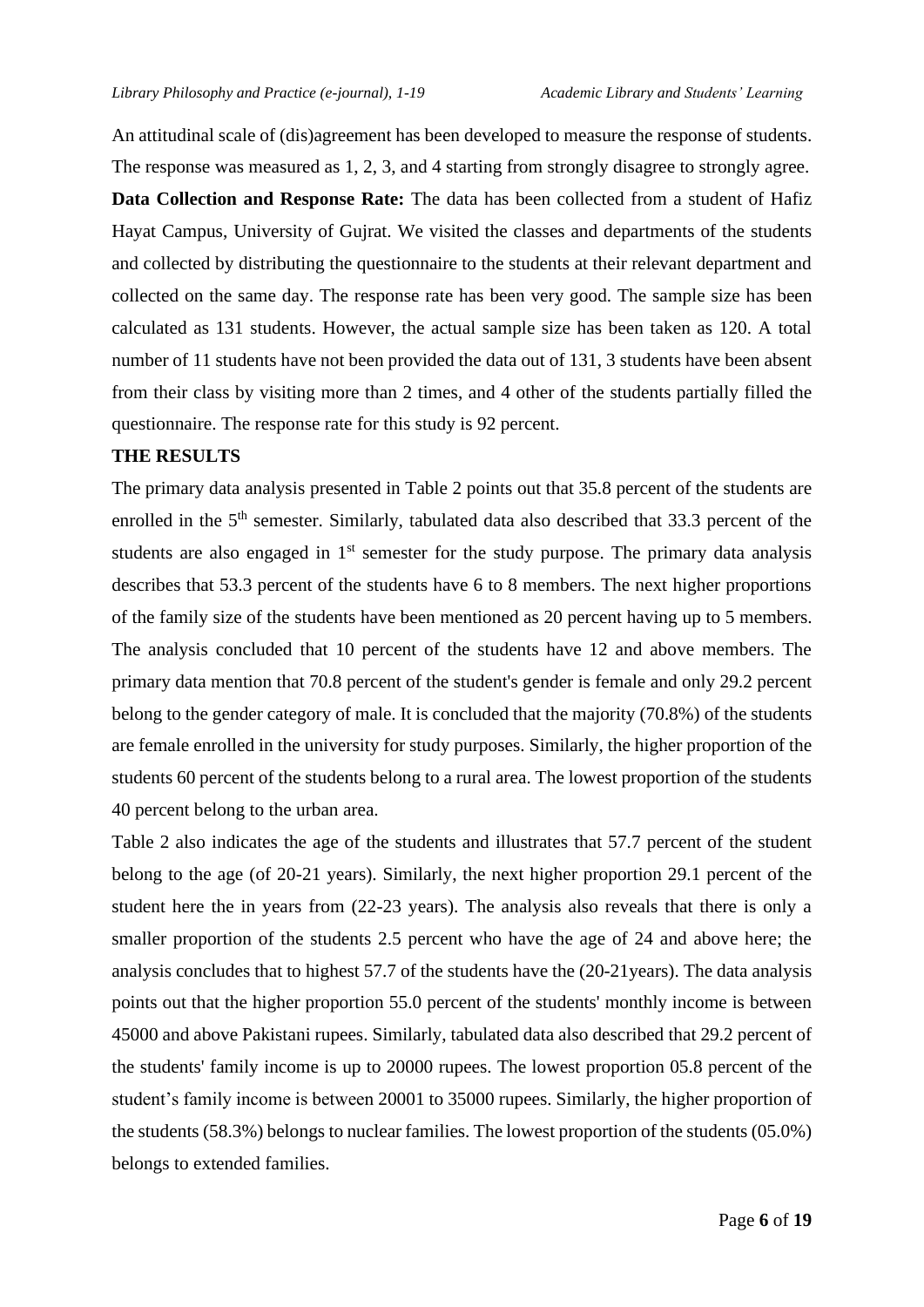An attitudinal scale of (dis)agreement has been developed to measure the response of students. The response was measured as 1, 2, 3, and 4 starting from strongly disagree to strongly agree.

**Data Collection and Response Rate:** The data has been collected from a student of Hafiz Hayat Campus, University of Gujrat. We visited the classes and departments of the students and collected by distributing the questionnaire to the students at their relevant department and collected on the same day. The response rate has been very good. The sample size has been calculated as 131 students. However, the actual sample size has been taken as 120. A total number of 11 students have not been provided the data out of 131, 3 students have been absent from their class by visiting more than 2 times, and 4 other of the students partially filled the questionnaire. The response rate for this study is 92 percent.

## THE RESULTS

The primary data analysis presented in Table 2 points out that 35.8 percent of the students are enrolled in the 5th semester. Similarly, tabulated data also described that 33.3 percent of the students are also engaged in 1st semester for the study purpose. The primary data analysis describes that 53.3 percent of the students have 6 to 8 members. The next higher proportions of the family size of the students have been mentioned as 20 percent having up to 5 members. The analysis concluded that 10 percent of the students have 12 and above members. The primary data mention that 70.8 percent of the student's gender is female and only 29.2 percent belong to the gender category of male. It is concluded that the majority (70.8%) of the students are female enrolled in the university for study purposes. Similarly, the higher proportion of the students 60 percent of the students belong to a rural area. The lowest proportion of the students 40 percent belong to the urban area.

Table 2 also indicates the age of the students and illustrates that 57.7 percent of the student belong to the age (of 20-21 years). Similarly, the next higher proportion 29.1 percent of the student here the in years from (22-23 years). The analysis also reveals that there is only a smaller proportion of the students 2.5 percent who have the age of 24 and above here; the analysis concludes that to highest 57.7 of the students have the (20-21years). The data analysis points out that the higher proportion 55.0 percent of the students' monthly income is between 45000 and above Pakistani rupees. Similarly, tabulated data also described that 29.2 percent of the students' family income is up to 20000 rupees. The lowest proportion 05.8 percent of the student's family income is between 20001 to 35000 rupees. Similarly, the higher proportion of the students (58.3%) belongs to nuclear families. The lowest proportion of the students (05.0%) belongs to extended families.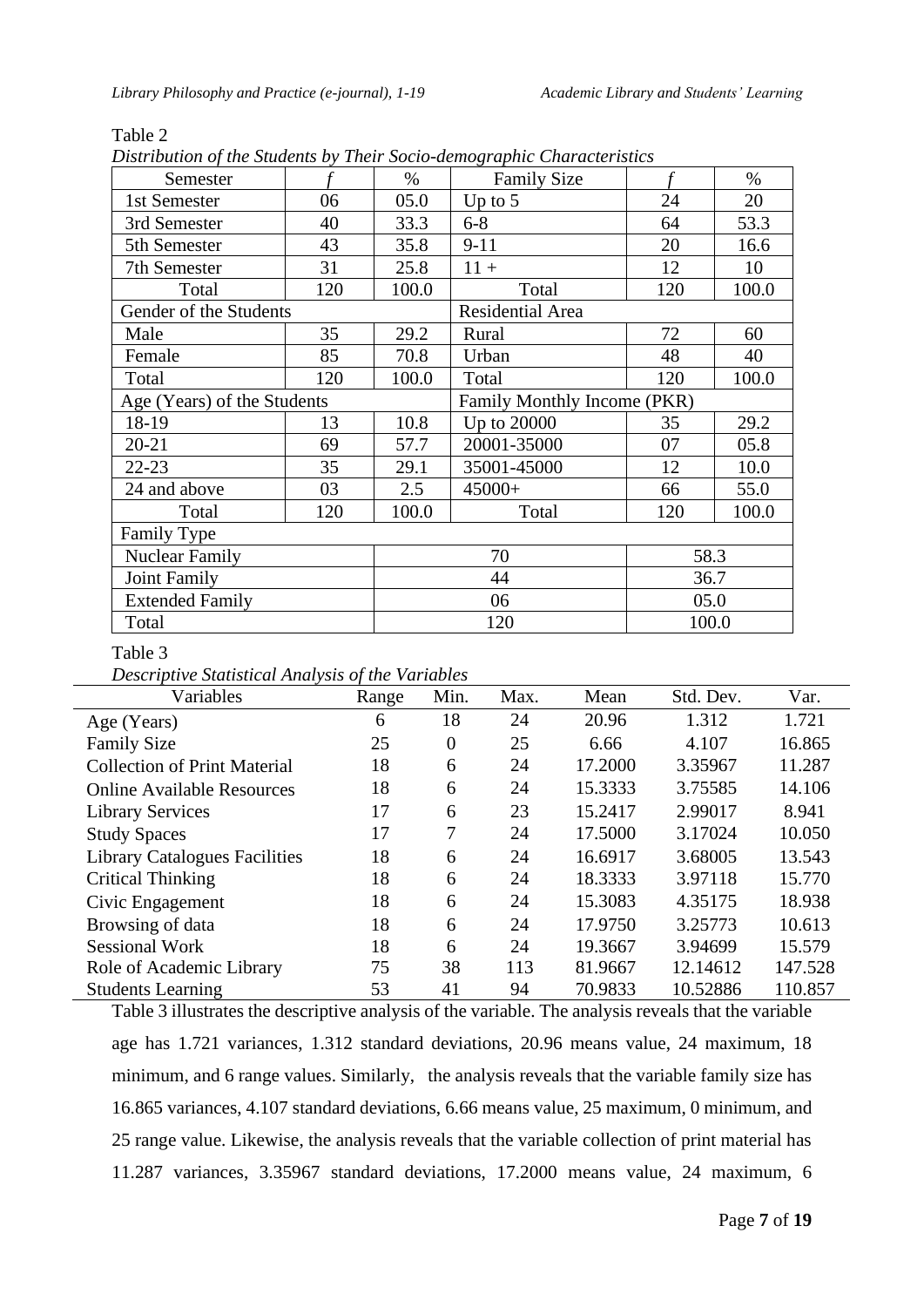Table 2

*Distribution of the Students by Their Socio-demographic Characteristics*

| Semester | *f* | % | Family Size | *f* | % |
|---|---|---|---|---|---|
| 1st Semester | 06 | 05.0 | Up to 5 | 24 | 20 |
| 3rd Semester | 40 | 33.3 | 6-8 | 64 | 53.3 |
| 5th Semester | 43 | 35.8 | 9-11 | 20 | 16.6 |
| 7th Semester | 31 | 25.8 | 11 + | 12 | 10 |
| Total | 120 | 100.0 | Total | 120 | 100.0 |
| Gender of the Students | | | Residential Area | | |
| Male | 35 | 29.2 | Rural | 72 | 60 |
| Female | 85 | 70.8 | Urban | 48 | 40 |
| Total | 120 | 100.0 | Total | 120 | 100.0 |
| Age (Years) of the Students | | | Family Monthly Income (PKR) | | |
| 18-19 | 13 | 10.8 | Up to 20000 | 35 | 29.2 |
| 20-21 | 69 | 57.7 | 20001-35000 | 07 | 05.8 |
| 22-23 | 35 | 29.1 | 35001-45000 | 12 | 10.0 |
| 24 and above | 03 | 2.5 | 45000+ | 66 | 55.0 |
| Total | 120 | 100.0 | Total | 120 | 100.0 |
| Family Type | | | | | |
| Nuclear Family | | 70 | | 58.3 | |
| Joint Family | | 44 | | 36.7 | |
| Extended Family | | 06 | | 05.0 | |
| Total | | 120 | | 100.0 | |

Table 3

*Descriptive Statistical Analysis of the Variables*

| Variables | Range | Min. | Max. | Mean | Std. Dev. | Var. |
|---|---|---|---|---|---|---|
| Age (Years) | 6 | 18 | 24 | 20.96 | 1.312 | 1.721 |
| Family Size | 25 | 0 | 25 | 6.66 | 4.107 | 16.865 |
| Collection of Print Material | 18 | 6 | 24 | 17.2000 | 3.35967 | 11.287 |
| Online Available Resources | 18 | 6 | 24 | 15.3333 | 3.75585 | 14.106 |
| Library Services | 17 | 6 | 23 | 15.2417 | 2.99017 | 8.941 |
| Study Spaces | 17 | 7 | 24 | 17.5000 | 3.17024 | 10.050 |
| Library Catalogues Facilities | 18 | 6 | 24 | 16.6917 | 3.68005 | 13.543 |
| Critical Thinking | 18 | 6 | 24 | 18.3333 | 3.97118 | 15.770 |
| Civic Engagement | 18 | 6 | 24 | 15.3083 | 4.35175 | 18.938 |
| Browsing of data | 18 | 6 | 24 | 17.9750 | 3.25773 | 10.613 |
| Sessional Work | 18 | 6 | 24 | 19.3667 | 3.94699 | 15.579 |
| Role of Academic Library | 75 | 38 | 113 | 81.9667 | 12.14612 | 147.528 |
| Students Learning | 53 | 41 | 94 | 70.9833 | 10.52886 | 110.857 |

Table 3 illustrates the descriptive analysis of the variable. The analysis reveals that the variable age has 1.721 variances, 1.312 standard deviations, 20.96 means value, 24 maximum, 18 minimum, and 6 range values. Similarly, the analysis reveals that the variable family size has 16.865 variances, 4.107 standard deviations, 6.66 means value, 25 maximum, 0 minimum, and 25 range value. Likewise, the analysis reveals that the variable collection of print material has 11.287 variances, 3.35967 standard deviations, 17.2000 means value, 24 maximum, 6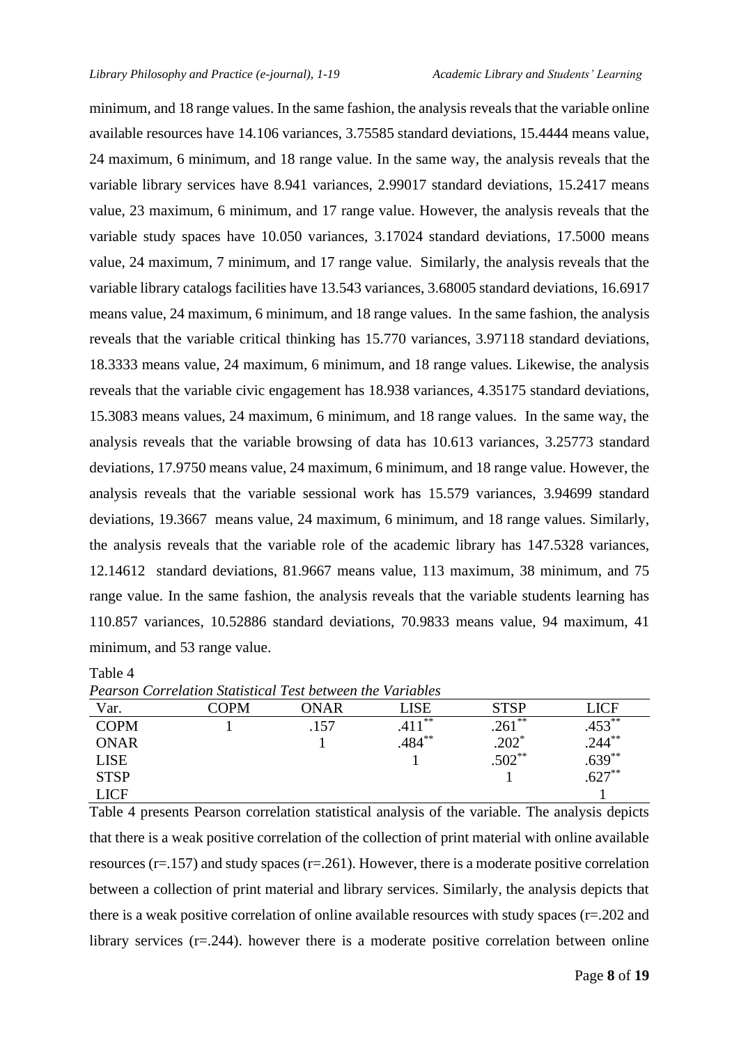minimum, and 18 range values. In the same fashion, the analysis reveals that the variable online available resources have 14.106 variances, 3.75585 standard deviations, 15.4444 means value, 24 maximum, 6 minimum, and 18 range value. In the same way, the analysis reveals that the variable library services have 8.941 variances, 2.99017 standard deviations, 15.2417 means value, 23 maximum, 6 minimum, and 17 range value. However, the analysis reveals that the variable study spaces have 10.050 variances, 3.17024 standard deviations, 17.5000 means value, 24 maximum, 7 minimum, and 17 range value. Similarly, the analysis reveals that the variable library catalogs facilities have 13.543 variances, 3.68005 standard deviations, 16.6917 means value, 24 maximum, 6 minimum, and 18 range values. In the same fashion, the analysis reveals that the variable critical thinking has 15.770 variances, 3.97118 standard deviations, 18.3333 means value, 24 maximum, 6 minimum, and 18 range values. Likewise, the analysis reveals that the variable civic engagement has 18.938 variances, 4.35175 standard deviations, 15.3083 means values, 24 maximum, 6 minimum, and 18 range values. In the same way, the analysis reveals that the variable browsing of data has 10.613 variances, 3.25773 standard deviations, 17.9750 means value, 24 maximum, 6 minimum, and 18 range value. However, the analysis reveals that the variable sessional work has 15.579 variances, 3.94699 standard deviations, 19.3667 means value, 24 maximum, 6 minimum, and 18 range values. Similarly, the analysis reveals that the variable role of the academic library has 147.5328 variances, 12.14612 standard deviations, 81.9667 means value, 113 maximum, 38 minimum, and 75 range value. In the same fashion, the analysis reveals that the variable students learning has 110.857 variances, 10.52886 standard deviations, 70.9833 means value, 94 maximum, 41 minimum, and 53 range value.

Table 4

*Pearson Correlation Statistical Test between the Variables*

| Var. | COPM | ONAR | LISE | STSP | LICF |
|---|---|---|---|---|---|
| COPM | 1 | .157 | .411** | .261** | .453** |
| ONAR | | 1 | .484** | .202* | .244** |
| LISE | | | 1 | .502** | .639** |
| STSP | | | | 1 | .627** |
| LICF | | | | | 1 |

Table 4 presents Pearson correlation statistical analysis of the variable. The analysis depicts that there is a weak positive correlation of the collection of print material with online available resources ($r=.157$) and study spaces ($r=.261$). However, there is a moderate positive correlation between a collection of print material and library services. Similarly, the analysis depicts that there is a weak positive correlation of online available resources with study spaces ($r=.202$ and library services ($r=.244$). however there is a moderate positive correlation between online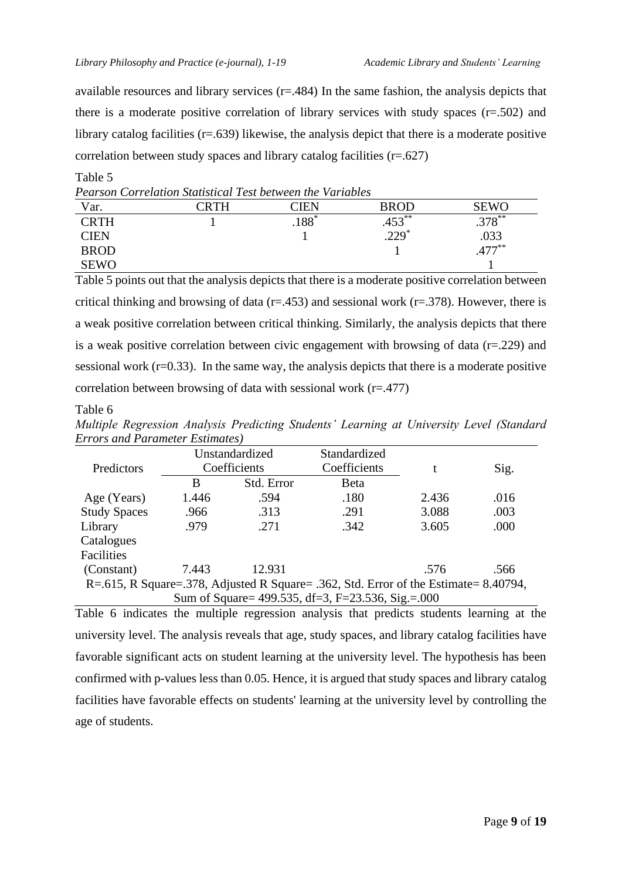available resources and library services (r=.484) In the same fashion, the analysis depicts that there is a moderate positive correlation of library services with study spaces (r=.502) and library catalog facilities (r=.639) likewise, the analysis depict that there is a moderate positive correlation between study spaces and library catalog facilities (r=.627)

Table 5

*Pearson Correlation Statistical Test between the Variables*

| Var. | CRTH | CIEN | BROD | SEWO |
|---|---|---|---|---|
| CRTH | 1 | .188* | .453** | .378** |
| CIEN | | 1 | .229* | .033 |
| BROD | | | 1 | .477** |
| SEWO | | | | 1 |

Table 5 points out that the analysis depicts that there is a moderate positive correlation between critical thinking and browsing of data (r=.453) and sessional work (r=.378). However, there is a weak positive correlation between critical thinking. Similarly, the analysis depicts that there is a weak positive correlation between civic engagement with browsing of data (r=.229) and sessional work (r=0.33). In the same way, the analysis depicts that there is a moderate positive correlation between browsing of data with sessional work (r=.477)

Table 6

*Multiple Regression Analysis Predicting Students' Learning at University Level (Standard Errors and Parameter Estimates)*

| Predictors | Unstandardized Coefficients | | Standardized Coefficients | t | Sig. |
|---|---|---|---|---|---|
| | B | Std. Error | Beta | | |
| Age (Years) | 1.446 | .594 | .180 | 2.436 | .016 |
| Study Spaces | .966 | .313 | .291 | 3.088 | .003 |
| Library Catalogues Facilities | .979 | .271 | .342 | 3.605 | .000 |
| (Constant) | 7.443 | 12.931 | | .576 | .566 |
| R=.615, R Square=.378, Adjusted R Square= .362, Std. Error of the Estimate= 8.40794, Sum of Square= 499.535, df=3, F=23.536, Sig.=.000 | | | | | |

Table 6 indicates the multiple regression analysis that predicts students learning at the university level. The analysis reveals that age, study spaces, and library catalog facilities have favorable significant acts on student learning at the university level. The hypothesis has been confirmed with p-values less than 0.05. Hence, it is argued that study spaces and library catalog facilities have favorable effects on students' learning at the university level by controlling the age of students.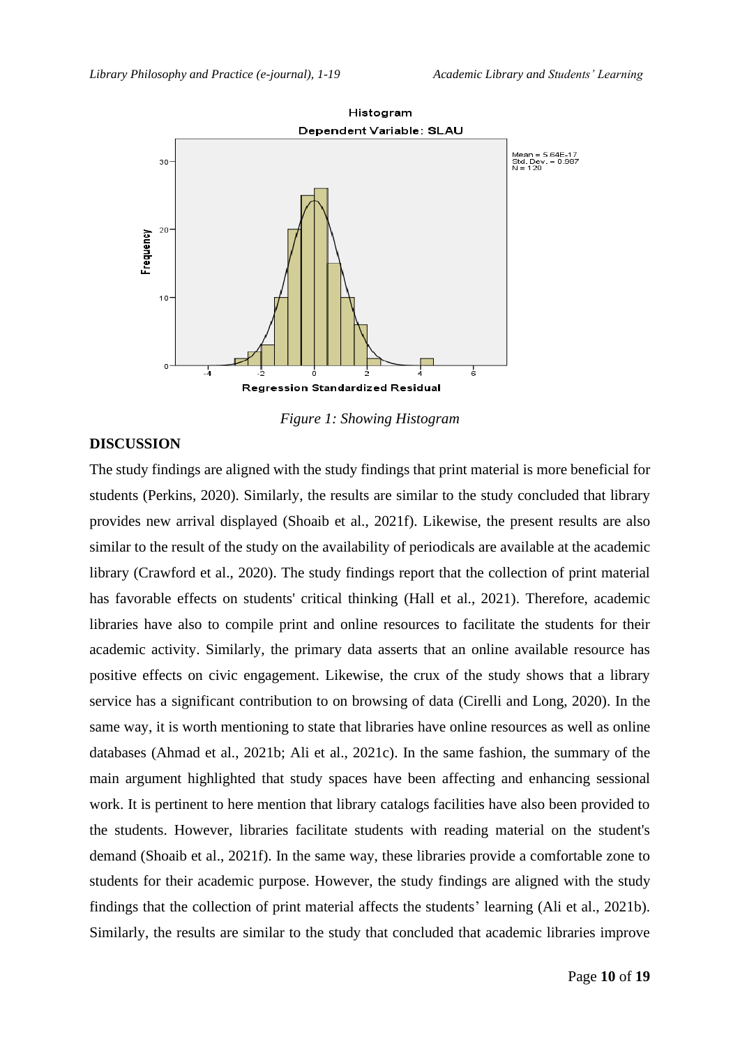Figure 1: Showing Histogram

## DISCUSSION

The study findings are aligned with the study findings that print material is more beneficial for students (Perkins, 2020). Similarly, the results are similar to the study concluded that library provides new arrival displayed (Shoaib et al., 2021f). Likewise, the present results are also similar to the result of the study on the availability of periodicals are available at the academic library (Crawford et al., 2020). The study findings report that the collection of print material has favorable effects on students' critical thinking (Hall et al., 2021). Therefore, academic libraries have also to compile print and online resources to facilitate the students for their academic activity. Similarly, the primary data asserts that an online available resource has positive effects on civic engagement. Likewise, the crux of the study shows that a library service has a significant contribution to on browsing of data (Cirelli and Long, 2020). In the same way, it is worth mentioning to state that libraries have online resources as well as online databases (Ahmad et al., 2021b; Ali et al., 2021c). In the same fashion, the summary of the main argument highlighted that study spaces have been affecting and enhancing sessional work. It is pertinent to here mention that library catalogs facilities have also been provided to the students. However, libraries facilitate students with reading material on the student's demand (Shoaib et al., 2021f). In the same way, these libraries provide a comfortable zone to students for their academic purpose. However, the study findings are aligned with the study findings that the collection of print material affects the students' learning (Ali et al., 2021b). Similarly, the results are similar to the study that concluded that academic libraries improve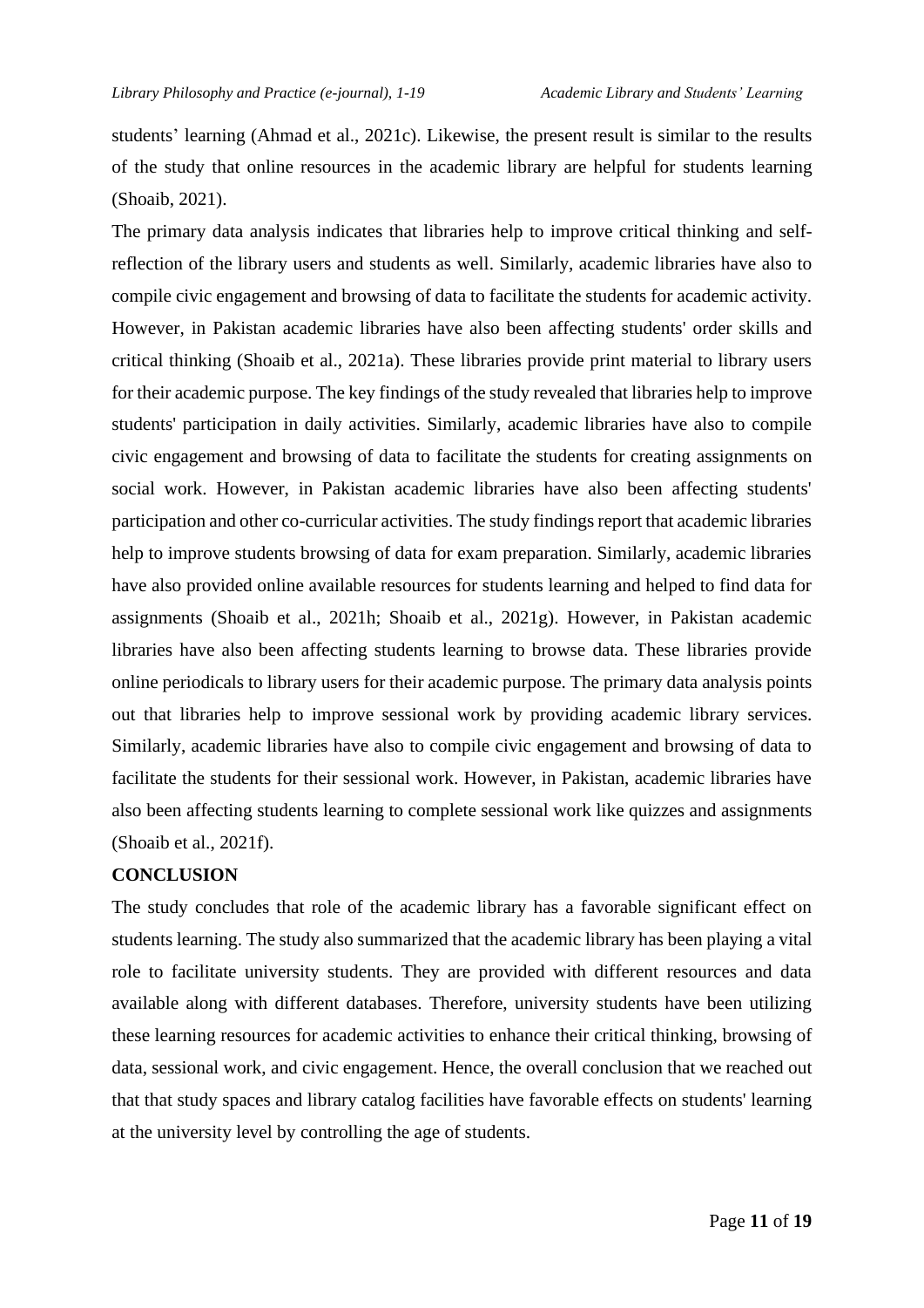students' learning (Ahmad et al., 2021c). Likewise, the present result is similar to the results of the study that online resources in the academic library are helpful for students learning (Shoaib, 2021).

The primary data analysis indicates that libraries help to improve critical thinking and self-reflection of the library users and students as well. Similarly, academic libraries have also to compile civic engagement and browsing of data to facilitate the students for academic activity. However, in Pakistan academic libraries have also been affecting students' order skills and critical thinking (Shoaib et al., 2021a). These libraries provide print material to library users for their academic purpose. The key findings of the study revealed that libraries help to improve students' participation in daily activities. Similarly, academic libraries have also to compile civic engagement and browsing of data to facilitate the students for creating assignments on social work. However, in Pakistan academic libraries have also been affecting students' participation and other co-curricular activities. The study findings report that academic libraries help to improve students browsing of data for exam preparation. Similarly, academic libraries have also provided online available resources for students learning and helped to find data for assignments (Shoaib et al., 2021h; Shoaib et al., 2021g). However, in Pakistan academic libraries have also been affecting students learning to browse data. These libraries provide online periodicals to library users for their academic purpose. The primary data analysis points out that libraries help to improve sessional work by providing academic library services. Similarly, academic libraries have also to compile civic engagement and browsing of data to facilitate the students for their sessional work. However, in Pakistan, academic libraries have also been affecting students learning to complete sessional work like quizzes and assignments (Shoaib et al., 2021f).

## CONCLUSION

The study concludes that role of the academic library has a favorable significant effect on students learning. The study also summarized that the academic library has been playing a vital role to facilitate university students. They are provided with different resources and data available along with different databases. Therefore, university students have been utilizing these learning resources for academic activities to enhance their critical thinking, browsing of data, sessional work, and civic engagement. Hence, the overall conclusion that we reached out that that study spaces and library catalog facilities have favorable effects on students' learning at the university level by controlling the age of students.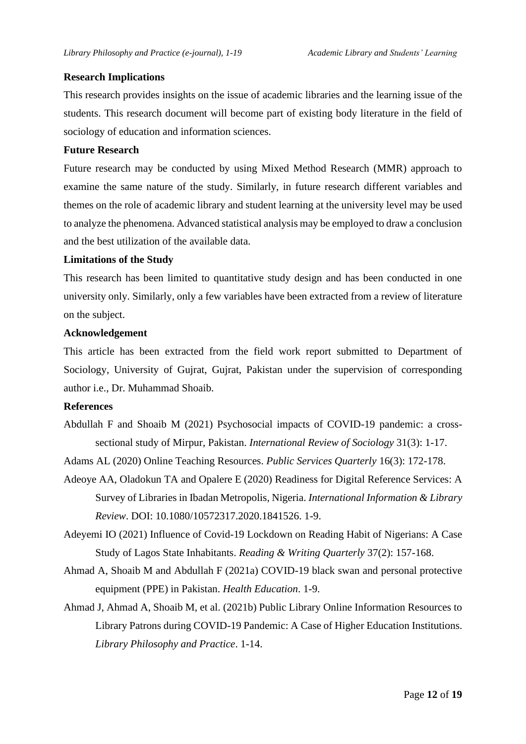## Research Implications

This research provides insights on the issue of academic libraries and the learning issue of the students. This research document will become part of existing body literature in the field of sociology of education and information sciences.

## Future Research

Future research may be conducted by using Mixed Method Research (MMR) approach to examine the same nature of the study. Similarly, in future research different variables and themes on the role of academic library and student learning at the university level may be used to analyze the phenomena. Advanced statistical analysis may be employed to draw a conclusion and the best utilization of the available data.

## Limitations of the Study

This research has been limited to quantitative study design and has been conducted in one university only. Similarly, only a few variables have been extracted from a review of literature on the subject.

## Acknowledgement

This article has been extracted from the field work report submitted to Department of Sociology, University of Gujrat, Gujrat, Pakistan under the supervision of corresponding author i.e., Dr. Muhammad Shoaib.

## References

Abdullah F and Shoaib M (2021) Psychosocial impacts of COVID-19 pandemic: a cross-sectional study of Mirpur, Pakistan. *International Review of Sociology* 31(3): 1-17.

Adams AL (2020) Online Teaching Resources. *Public Services Quarterly* 16(3): 172-178.

Adeoye AA, Oladokun TA and Opalere E (2020) Readiness for Digital Reference Services: A Survey of Libraries in Ibadan Metropolis, Nigeria. *International Information & Library Review*. DOI: 10.1080/10572317.2020.1841526. 1-9.

Adeyemi IO (2021) Influence of Covid-19 Lockdown on Reading Habit of Nigerians: A Case Study of Lagos State Inhabitants. *Reading & Writing Quarterly* 37(2): 157-168.

Ahmad A, Shoaib M and Abdullah F (2021a) COVID-19 black swan and personal protective equipment (PPE) in Pakistan. *Health Education*. 1-9.

Ahmad J, Ahmad A, Shoaib M, et al. (2021b) Public Library Online Information Resources to Library Patrons during COVID-19 Pandemic: A Case of Higher Education Institutions. *Library Philosophy and Practice*. 1-14.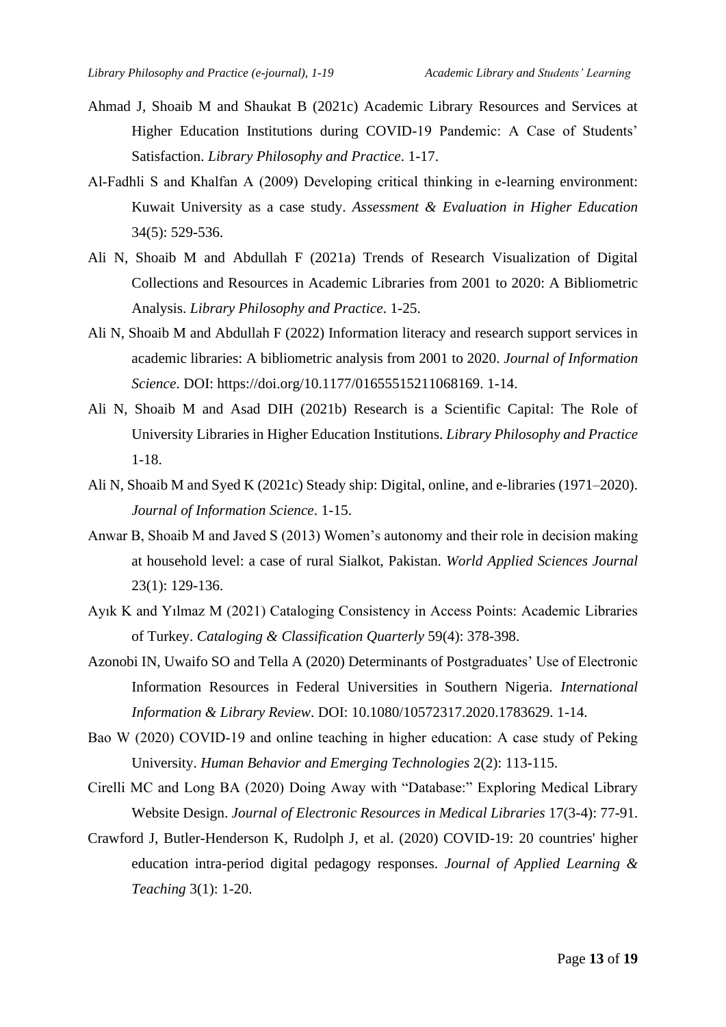Ahmad J, Shoaib M and Shaukat B (2021c) Academic Library Resources and Services at Higher Education Institutions during COVID-19 Pandemic: A Case of Students' Satisfaction. *Library Philosophy and Practice*. 1-17.

Al-Fadhli S and Khalfan A (2009) Developing critical thinking in e-learning environment: Kuwait University as a case study. *Assessment & Evaluation in Higher Education* 34(5): 529-536.

Ali N, Shoaib M and Abdullah F (2021a) Trends of Research Visualization of Digital Collections and Resources in Academic Libraries from 2001 to 2020: A Bibliometric Analysis. *Library Philosophy and Practice*. 1-25.

Ali N, Shoaib M and Abdullah F (2022) Information literacy and research support services in academic libraries: A bibliometric analysis from 2001 to 2020. *Journal of Information Science*. DOI: https://doi.org/10.1177/01655515211068169. 1-14.

Ali N, Shoaib M and Asad DIH (2021b) Research is a Scientific Capital: The Role of University Libraries in Higher Education Institutions. *Library Philosophy and Practice* 1-18.

Ali N, Shoaib M and Syed K (2021c) Steady ship: Digital, online, and e-libraries (1971–2020). *Journal of Information Science*. 1-15.

Anwar B, Shoaib M and Javed S (2013) Women's autonomy and their role in decision making at household level: a case of rural Sialkot, Pakistan. *World Applied Sciences Journal* 23(1): 129-136.

Ayık K and Yılmaz M (2021) Cataloging Consistency in Access Points: Academic Libraries of Turkey. *Cataloging & Classification Quarterly* 59(4): 378-398.

Azonobi IN, Uwaifo SO and Tella A (2020) Determinants of Postgraduates' Use of Electronic Information Resources in Federal Universities in Southern Nigeria. *International Information & Library Review*. DOI: 10.1080/10572317.2020.1783629. 1-14.

Bao W (2020) COVID-19 and online teaching in higher education: A case study of Peking University. *Human Behavior and Emerging Technologies* 2(2): 113-115.

Cirelli MC and Long BA (2020) Doing Away with "Database:" Exploring Medical Library Website Design. *Journal of Electronic Resources in Medical Libraries* 17(3-4): 77-91.

Crawford J, Butler-Henderson K, Rudolph J, et al. (2020) COVID-19: 20 countries' higher education intra-period digital pedagogy responses. *Journal of Applied Learning & Teaching* 3(1): 1-20.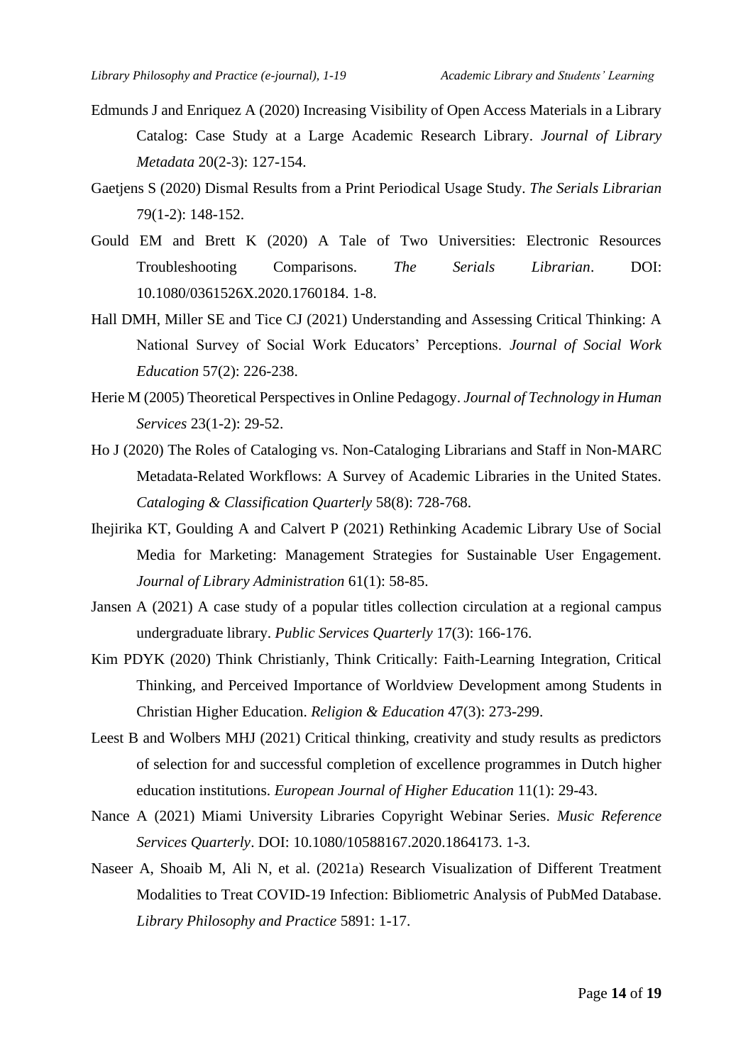Edmunds J and Enriquez A (2020) Increasing Visibility of Open Access Materials in a Library Catalog: Case Study at a Large Academic Research Library. *Journal of Library Metadata* 20(2-3): 127-154.

Gaetjens S (2020) Dismal Results from a Print Periodical Usage Study. *The Serials Librarian* 79(1-2): 148-152.

Gould EM and Brett K (2020) A Tale of Two Universities: Electronic Resources Troubleshooting Comparisons. *The Serials Librarian*. DOI: 10.1080/0361526X.2020.1760184. 1-8.

Hall DMH, Miller SE and Tice CJ (2021) Understanding and Assessing Critical Thinking: A National Survey of Social Work Educators' Perceptions. *Journal of Social Work Education* 57(2): 226-238.

Herie M (2005) Theoretical Perspectives in Online Pedagogy. *Journal of Technology in Human Services* 23(1-2): 29-52.

Ho J (2020) The Roles of Cataloging vs. Non-Cataloging Librarians and Staff in Non-MARC Metadata-Related Workflows: A Survey of Academic Libraries in the United States. *Cataloging & Classification Quarterly* 58(8): 728-768.

Ihejirika KT, Goulding A and Calvert P (2021) Rethinking Academic Library Use of Social Media for Marketing: Management Strategies for Sustainable User Engagement. *Journal of Library Administration* 61(1): 58-85.

Jansen A (2021) A case study of a popular titles collection circulation at a regional campus undergraduate library. *Public Services Quarterly* 17(3): 166-176.

Kim PDYK (2020) Think Christianly, Think Critically: Faith-Learning Integration, Critical Thinking, and Perceived Importance of Worldview Development among Students in Christian Higher Education. *Religion & Education* 47(3): 273-299.

Leest B and Wolbers MHJ (2021) Critical thinking, creativity and study results as predictors of selection for and successful completion of excellence programmes in Dutch higher education institutions. *European Journal of Higher Education* 11(1): 29-43.

Nance A (2021) Miami University Libraries Copyright Webinar Series. *Music Reference Services Quarterly*. DOI: 10.1080/10588167.2020.1864173. 1-3.

Naseer A, Shoaib M, Ali N, et al. (2021a) Research Visualization of Different Treatment Modalities to Treat COVID-19 Infection: Bibliometric Analysis of PubMed Database. *Library Philosophy and Practice* 5891: 1-17.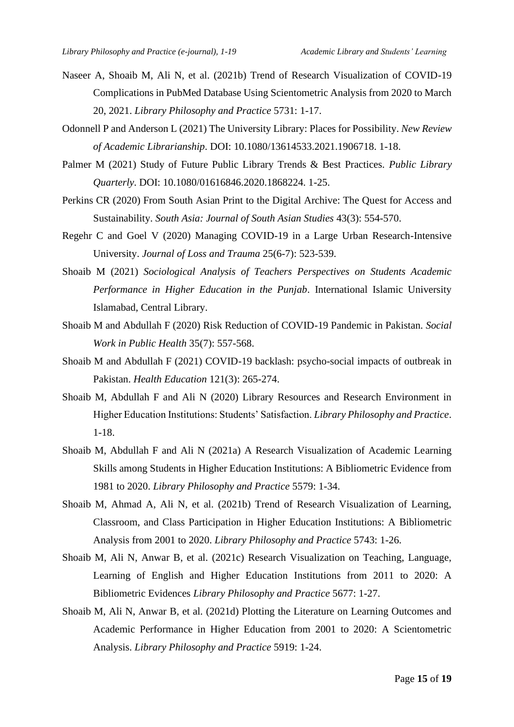Naseer A, Shoaib M, Ali N, et al. (2021b) Trend of Research Visualization of COVID-19 Complications in PubMed Database Using Scientometric Analysis from 2020 to March 20, 2021. *Library Philosophy and Practice* 5731: 1-17.

Odonnell P and Anderson L (2021) The University Library: Places for Possibility. *New Review of Academic Librarianship*. DOI: 10.1080/13614533.2021.1906718. 1-18.

Palmer M (2021) Study of Future Public Library Trends & Best Practices. *Public Library Quarterly*. DOI: 10.1080/01616846.2020.1868224. 1-25.

Perkins CR (2020) From South Asian Print to the Digital Archive: The Quest for Access and Sustainability. *South Asia: Journal of South Asian Studies* 43(3): 554-570.

Regehr C and Goel V (2020) Managing COVID-19 in a Large Urban Research-Intensive University. *Journal of Loss and Trauma* 25(6-7): 523-539.

Shoaib M (2021) *Sociological Analysis of Teachers Perspectives on Students Academic Performance in Higher Education in the Punjab*. International Islamic University Islamabad, Central Library.

Shoaib M and Abdullah F (2020) Risk Reduction of COVID-19 Pandemic in Pakistan. *Social Work in Public Health* 35(7): 557-568.

Shoaib M and Abdullah F (2021) COVID-19 backlash: psycho-social impacts of outbreak in Pakistan. *Health Education* 121(3): 265-274.

Shoaib M, Abdullah F and Ali N (2020) Library Resources and Research Environment in Higher Education Institutions: Students' Satisfaction. *Library Philosophy and Practice*. 1-18.

Shoaib M, Abdullah F and Ali N (2021a) A Research Visualization of Academic Learning Skills among Students in Higher Education Institutions: A Bibliometric Evidence from 1981 to 2020. *Library Philosophy and Practice* 5579: 1-34.

Shoaib M, Ahmad A, Ali N, et al. (2021b) Trend of Research Visualization of Learning, Classroom, and Class Participation in Higher Education Institutions: A Bibliometric Analysis from 2001 to 2020. *Library Philosophy and Practice* 5743: 1-26.

Shoaib M, Ali N, Anwar B, et al. (2021c) Research Visualization on Teaching, Language, Learning of English and Higher Education Institutions from 2011 to 2020: A Bibliometric Evidences *Library Philosophy and Practice* 5677: 1-27.

Shoaib M, Ali N, Anwar B, et al. (2021d) Plotting the Literature on Learning Outcomes and Academic Performance in Higher Education from 2001 to 2020: A Scientometric Analysis. *Library Philosophy and Practice* 5919: 1-24.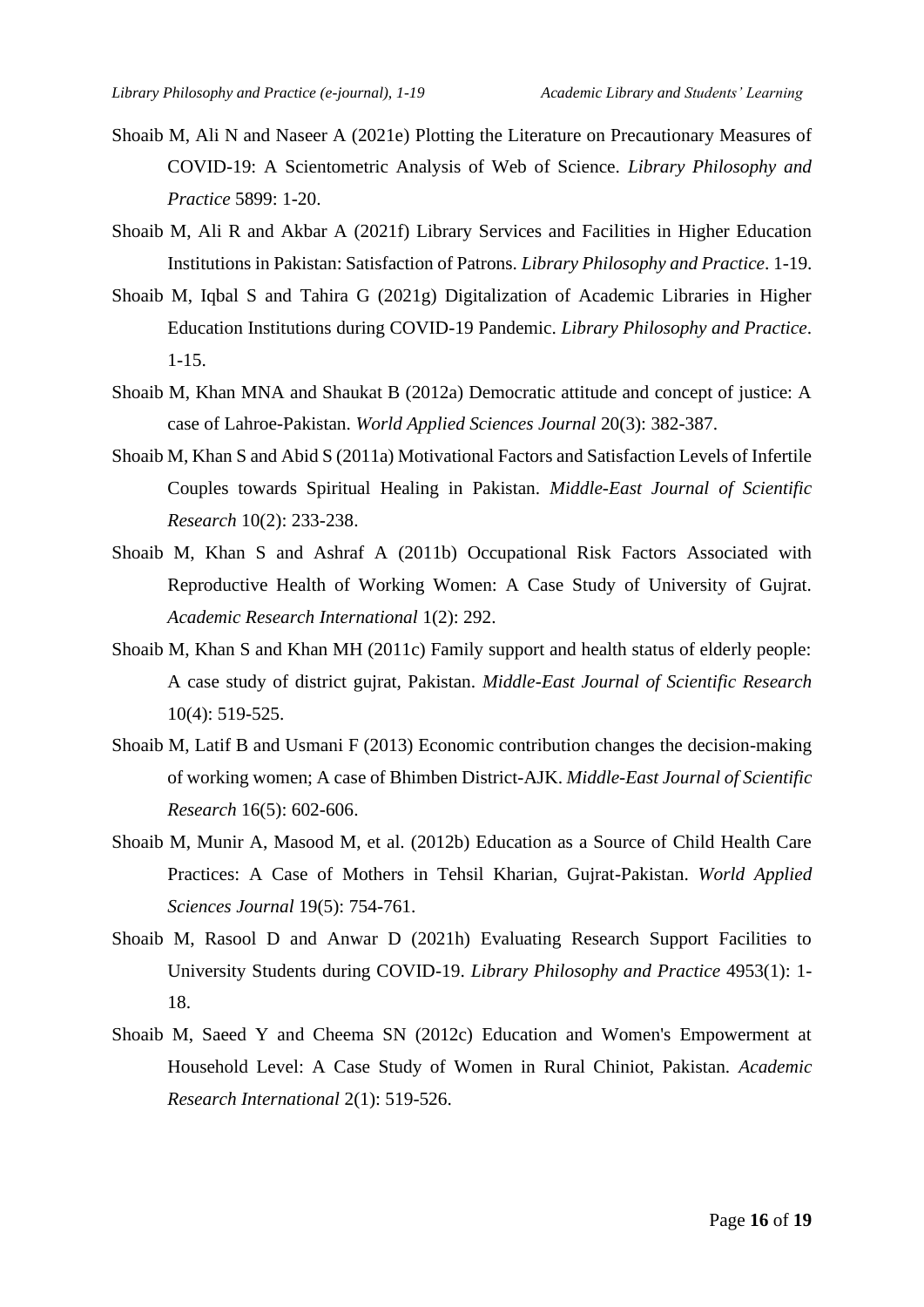Shoaib M, Ali N and Naseer A (2021e) Plotting the Literature on Precautionary Measures of COVID-19: A Scientometric Analysis of Web of Science. *Library Philosophy and Practice* 5899: 1-20.

Shoaib M, Ali R and Akbar A (2021f) Library Services and Facilities in Higher Education Institutions in Pakistan: Satisfaction of Patrons. *Library Philosophy and Practice*. 1-19.

Shoaib M, Iqbal S and Tahira G (2021g) Digitalization of Academic Libraries in Higher Education Institutions during COVID-19 Pandemic. *Library Philosophy and Practice*. 1-15.

Shoaib M, Khan MNA and Shaukat B (2012a) Democratic attitude and concept of justice: A case of Lahroe-Pakistan. *World Applied Sciences Journal* 20(3): 382-387.

Shoaib M, Khan S and Abid S (2011a) Motivational Factors and Satisfaction Levels of Infertile Couples towards Spiritual Healing in Pakistan. *Middle-East Journal of Scientific Research* 10(2): 233-238.

Shoaib M, Khan S and Ashraf A (2011b) Occupational Risk Factors Associated with Reproductive Health of Working Women: A Case Study of University of Gujrat. *Academic Research International* 1(2): 292.

Shoaib M, Khan S and Khan MH (2011c) Family support and health status of elderly people: A case study of district gujrat, Pakistan. *Middle-East Journal of Scientific Research* 10(4): 519-525.

Shoaib M, Latif B and Usmani F (2013) Economic contribution changes the decision-making of working women; A case of Bhimben District-AJK. *Middle-East Journal of Scientific Research* 16(5): 602-606.

Shoaib M, Munir A, Masood M, et al. (2012b) Education as a Source of Child Health Care Practices: A Case of Mothers in Tehsil Kharian, Gujrat-Pakistan. *World Applied Sciences Journal* 19(5): 754-761.

Shoaib M, Rasool D and Anwar D (2021h) Evaluating Research Support Facilities to University Students during COVID-19. *Library Philosophy and Practice* 4953(1): 1-18.

Shoaib M, Saeed Y and Cheema SN (2012c) Education and Women's Empowerment at Household Level: A Case Study of Women in Rural Chiniot, Pakistan. *Academic Research International* 2(1): 519-526.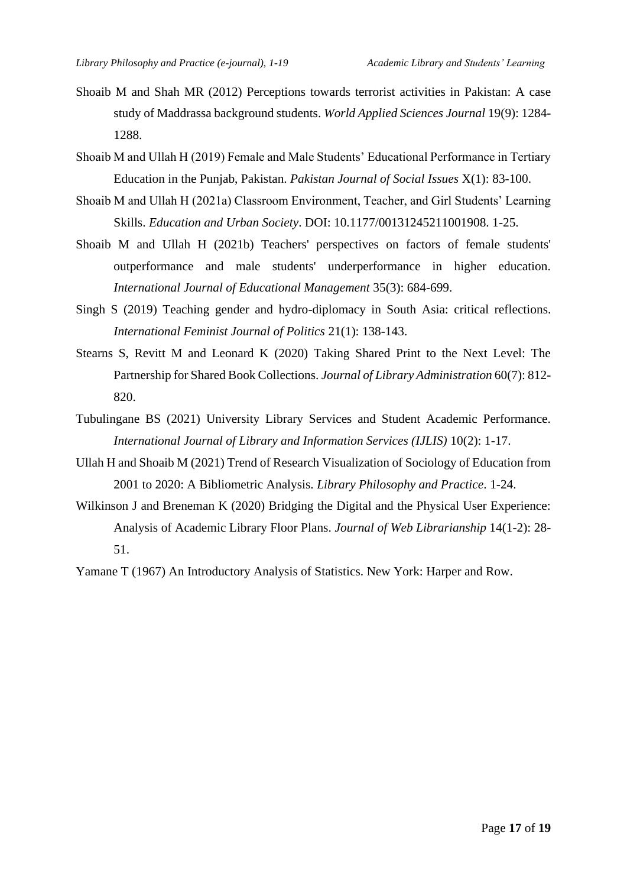Shoaib M and Shah MR (2012) Perceptions towards terrorist activities in Pakistan: A case study of Maddrassa background students. *World Applied Sciences Journal* 19(9): 1284-1288.

Shoaib M and Ullah H (2019) Female and Male Students' Educational Performance in Tertiary Education in the Punjab, Pakistan. *Pakistan Journal of Social Issues* X(1): 83-100.

Shoaib M and Ullah H (2021a) Classroom Environment, Teacher, and Girl Students' Learning Skills. *Education and Urban Society*. DOI: 10.1177/00131245211001908. 1-25.

Shoaib M and Ullah H (2021b) Teachers' perspectives on factors of female students' outperformance and male students' underperformance in higher education. *International Journal of Educational Management* 35(3): 684-699.

Singh S (2019) Teaching gender and hydro-diplomacy in South Asia: critical reflections. *International Feminist Journal of Politics* 21(1): 138-143.

Stearns S, Revitt M and Leonard K (2020) Taking Shared Print to the Next Level: The Partnership for Shared Book Collections. *Journal of Library Administration* 60(7): 812-820.

Tubulingane BS (2021) University Library Services and Student Academic Performance. *International Journal of Library and Information Services (IJLIS)* 10(2): 1-17.

Ullah H and Shoaib M (2021) Trend of Research Visualization of Sociology of Education from 2001 to 2020: A Bibliometric Analysis. *Library Philosophy and Practice*. 1-24.

Wilkinson J and Breneman K (2020) Bridging the Digital and the Physical User Experience: Analysis of Academic Library Floor Plans. *Journal of Web Librarianship* 14(1-2): 28-51.

Yamane T (1967) An Introductory Analysis of Statistics. New York: Harper and Row.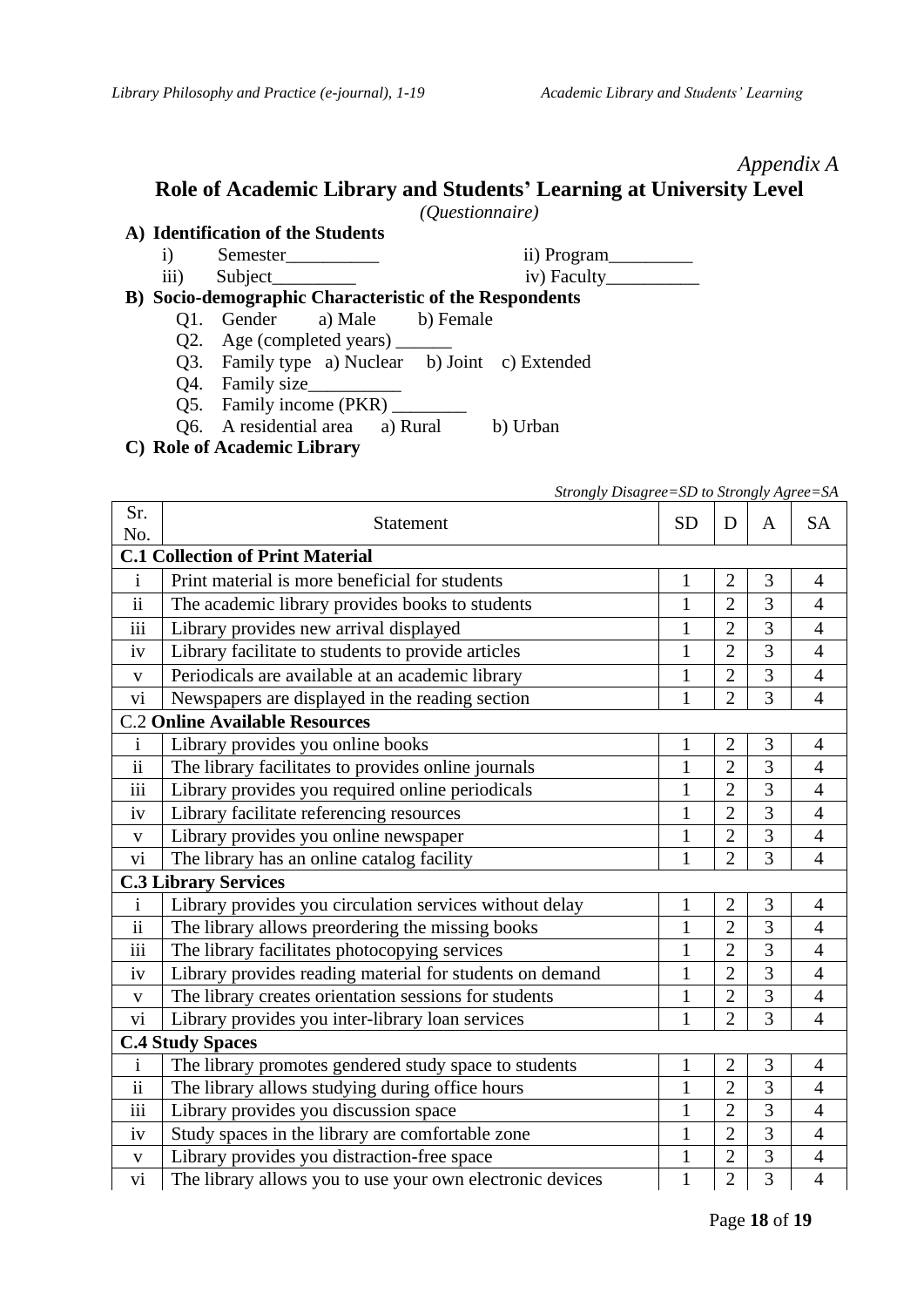*Appendix A*

# Role of Academic Library and Students' Learning at University Level

*(Questionnaire)*

**A) Identification of the Students**

i) Semester__________ ii) Program_________

iii) Subject_________ iv) Faculty__________

**B) Socio-demographic Characteristic of the Respondents**

Q1. Gender a) Male b) Female

Q2. Age (completed years) ______

Q3. Family type a) Nuclear b) Joint c) Extended

Q4. Family size__________

Q5. Family income (PKR) ________

Q6. A residential area a) Rural b) Urban

**C) Role of Academic Library**

*Strongly Disagree=SD to Strongly Agree=SA*

| Sr. No. | Statement | SD | D | A | SA |
|---|---|---|---|---|---|
| **C.1 Collection of Print Material** | | | | | |
| i | Print material is more beneficial for students | 1 | 2 | 3 | 4 |
| ii | The academic library provides books to students | 1 | 2 | 3 | 4 |
| iii | Library provides new arrival displayed | 1 | 2 | 3 | 4 |
| iv | Library facilitate to students to provide articles | 1 | 2 | 3 | 4 |
| v | Periodicals are available at an academic library | 1 | 2 | 3 | 4 |
| vi | Newspapers are displayed in the reading section | 1 | 2 | 3 | 4 |
| C.2 **Online Available Resources** | | | | | |
| i | Library provides you online books | 1 | 2 | 3 | 4 |
| ii | The library facilitates to provides online journals | 1 | 2 | 3 | 4 |
| iii | Library provides you required online periodicals | 1 | 2 | 3 | 4 |
| iv | Library facilitate referencing resources | 1 | 2 | 3 | 4 |
| v | Library provides you online newspaper | 1 | 2 | 3 | 4 |
| vi | The library has an online catalog facility | 1 | 2 | 3 | 4 |
| **C.3 Library Services** | | | | | |
| i | Library provides you circulation services without delay | 1 | 2 | 3 | 4 |
| ii | The library allows preordering the missing books | 1 | 2 | 3 | 4 |
| iii | The library facilitates photocopying services | 1 | 2 | 3 | 4 |
| iv | Library provides reading material for students on demand | 1 | 2 | 3 | 4 |
| v | The library creates orientation sessions for students | 1 | 2 | 3 | 4 |
| vi | Library provides you inter-library loan services | 1 | 2 | 3 | 4 |
| **C.4 Study Spaces** | | | | | |
| i | The library promotes gendered study space to students | 1 | 2 | 3 | 4 |
| ii | The library allows studying during office hours | 1 | 2 | 3 | 4 |
| iii | Library provides you discussion space | 1 | 2 | 3 | 4 |
| iv | Study spaces in the library are comfortable zone | 1 | 2 | 3 | 4 |
| v | Library provides you distraction-free space | 1 | 2 | 3 | 4 |
| vi | The library allows you to use your own electronic devices | 1 | 2 | 3 | 4 |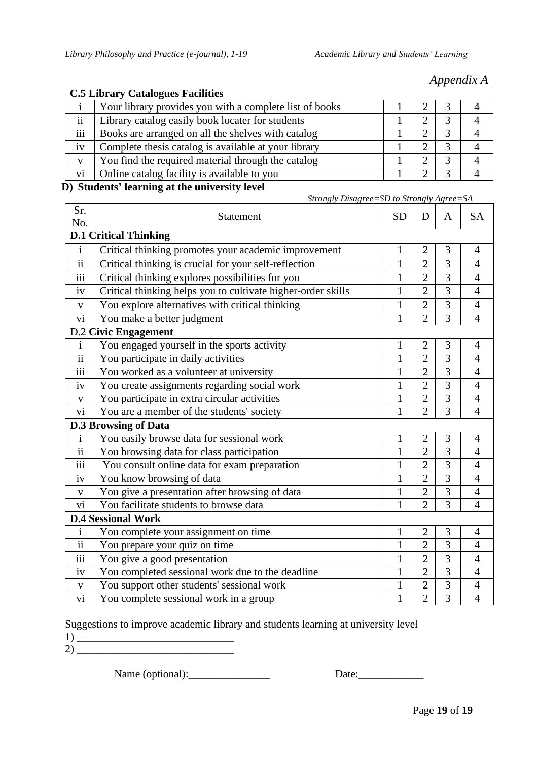*Appendix A*

| | **C.5 Library Catalogues Facilities** | | | | |
|---|---|---|---|---|---|
| i | Your library provides you with a complete list of books | 1 | 2 | 3 | 4 |
| ii | Library catalog easily book locater for students | 1 | 2 | 3 | 4 |
| iii | Books are arranged on all the shelves with catalog | 1 | 2 | 3 | 4 |
| iv | Complete thesis catalog is available at your library | 1 | 2 | 3 | 4 |
| v | You find the required material through the catalog | 1 | 2 | 3 | 4 |
| vi | Online catalog facility is available to you | 1 | 2 | 3 | 4 |

**D) Students' learning at the university level**

*Strongly Disagree=SD to Strongly Agree=SA*

| Sr. No. | Statement | SD | D | A | SA |
|---|---|---|---|---|---|
| **D.1 Critical Thinking** | | | | | |
| i | Critical thinking promotes your academic improvement | 1 | 2 | 3 | 4 |
| ii | Critical thinking is crucial for your self-reflection | 1 | 2 | 3 | 4 |
| iii | Critical thinking explores possibilities for you | 1 | 2 | 3 | 4 |
| iv | Critical thinking helps you to cultivate higher-order skills | 1 | 2 | 3 | 4 |
| v | You explore alternatives with critical thinking | 1 | 2 | 3 | 4 |
| vi | You make a better judgment | 1 | 2 | 3 | 4 |
| D.2 **Civic Engagement** | | | | | |
| i | You engaged yourself in the sports activity | 1 | 2 | 3 | 4 |
| ii | You participate in daily activities | 1 | 2 | 3 | 4 |
| iii | You worked as a volunteer at university | 1 | 2 | 3 | 4 |
| iv | You create assignments regarding social work | 1 | 2 | 3 | 4 |
| v | You participate in extra circular activities | 1 | 2 | 3 | 4 |
| vi | You are a member of the students' society | 1 | 2 | 3 | 4 |
| **D.3 Browsing of Data** | | | | | |
| i | You easily browse data for sessional work | 1 | 2 | 3 | 4 |
| ii | You browsing data for class participation | 1 | 2 | 3 | 4 |
| iii | You consult online data for exam preparation | 1 | 2 | 3 | 4 |
| iv | You know browsing of data | 1 | 2 | 3 | 4 |
| v | You give a presentation after browsing of data | 1 | 2 | 3 | 4 |
| vi | You facilitate students to browse data | 1 | 2 | 3 | 4 |
| **D.4 Sessional Work** | | | | | |
| i | You complete your assignment on time | 1 | 2 | 3 | 4 |
| ii | You prepare your quiz on time | 1 | 2 | 3 | 4 |
| iii | You give a good presentation | 1 | 2 | 3 | 4 |
| iv | You completed sessional work due to the deadline | 1 | 2 | 3 | 4 |
| v | You support other students' sessional work | 1 | 2 | 3 | 4 |
| vi | You complete sessional work in a group | 1 | 2 | 3 | 4 |

Suggestions to improve academic library and students learning at university level

1) ____________________________

2) _____________________________

Name (optional):_______________ Date:____________